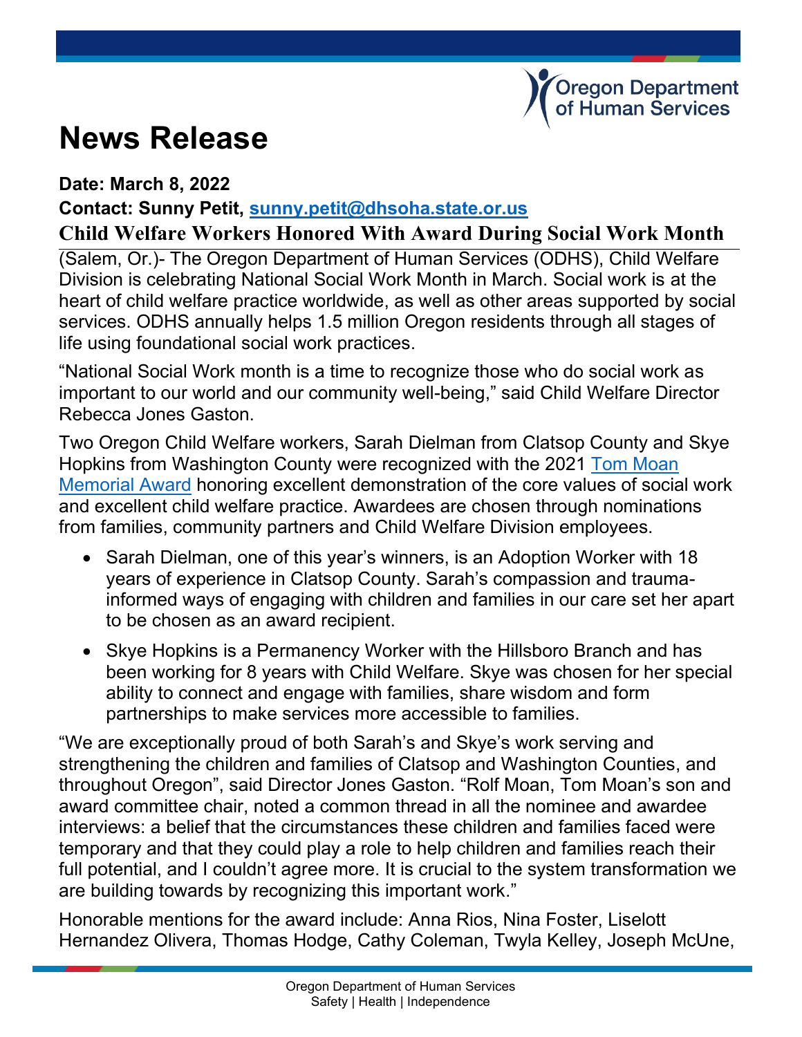Oregon Department of Human Services

# News Release

**Date: March 8, 2022**

**Contact: Sunny Petit, [sunny.petit@dhsoha.state.or.us](mailto:sunny.petit@dhsoha.state.or.us)**

## Child Welfare Workers Honored With Award During Social Work Month

(Salem, Or.)- The Oregon Department of Human Services (ODHS), Child Welfare Division is celebrating National Social Work Month in March. Social work is at the heart of child welfare practice worldwide, as well as other areas supported by social services. ODHS annually helps 1.5 million Oregon residents through all stages of life using foundational social work practices.

"National Social Work month is a time to recognize those who do social work as important to our world and our community well-being," said Child Welfare Director Rebecca Jones Gaston.

Two Oregon Child Welfare workers, Sarah Dielman from Clatsop County and Skye Hopkins from Washington County were recognized with the 2021 Tom Moan Memorial Award honoring excellent demonstration of the core values of social work and excellent child welfare practice. Awardees are chosen through nominations from families, community partners and Child Welfare Division employees.

- Sarah Dielman, one of this year's winners, is an Adoption Worker with 18 years of experience in Clatsop County. Sarah's compassion and trauma-informed ways of engaging with children and families in our care set her apart to be chosen as an award recipient.
- Skye Hopkins is a Permanency Worker with the Hillsboro Branch and has been working for 8 years with Child Welfare. Skye was chosen for her special ability to connect and engage with families, share wisdom and form partnerships to make services more accessible to families.

"We are exceptionally proud of both Sarah's and Skye's work serving and strengthening the children and families of Clatsop and Washington Counties, and throughout Oregon", said Director Jones Gaston. "Rolf Moan, Tom Moan's son and award committee chair, noted a common thread in all the nominee and awardee interviews: a belief that the circumstances these children and families faced were temporary and that they could play a role to help children and families reach their full potential, and I couldn't agree more. It is crucial to the system transformation we are building towards by recognizing this important work."

Honorable mentions for the award include: Anna Rios, Nina Foster, Liselott Hernandez Olivera, Thomas Hodge, Cathy Coleman, Twyla Kelley, Joseph McCune,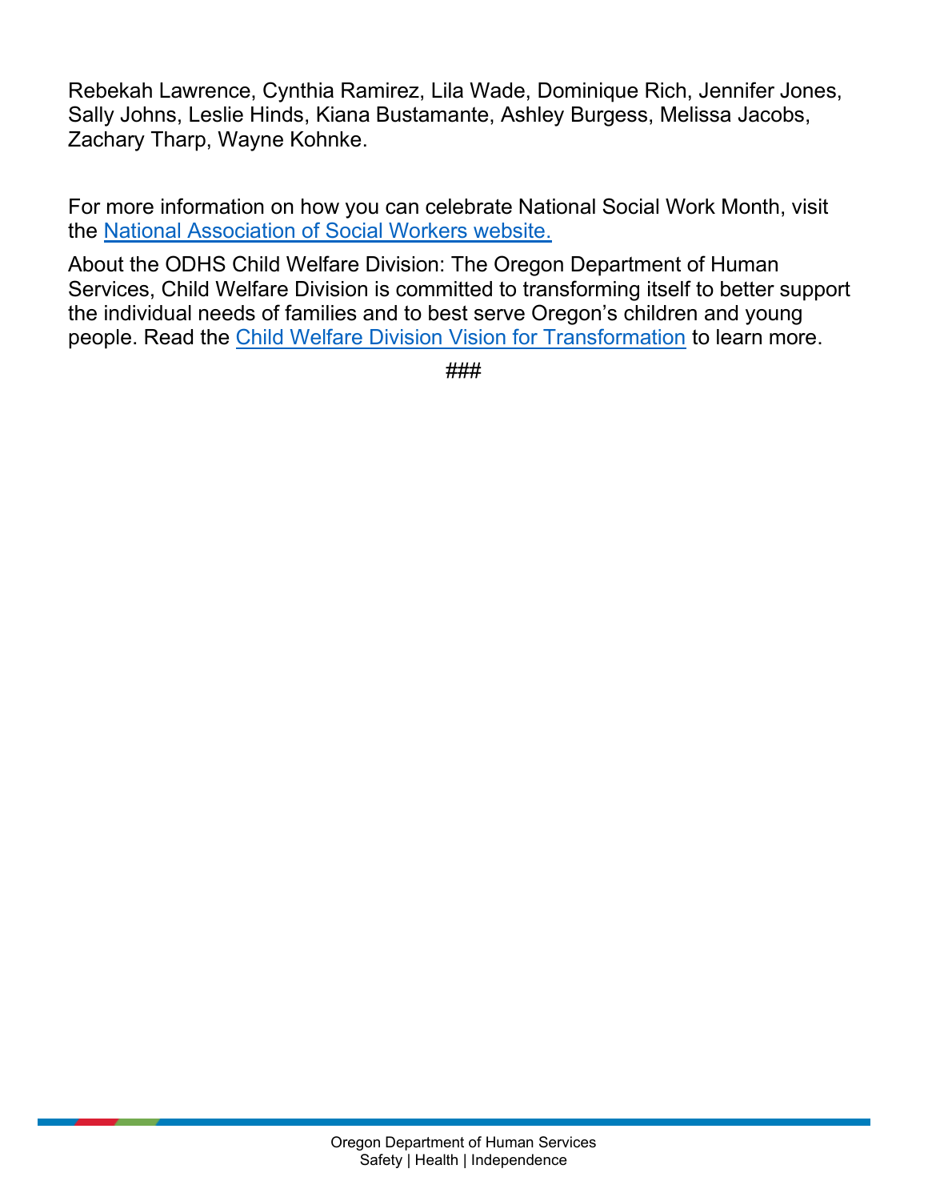Rebekah Lawrence, Cynthia Ramirez, Lila Wade, Dominique Rich, Jennifer Jones, Sally Johns, Leslie Hinds, Kiana Bustamante, Ashley Burgess, Melissa Jacobs, Zachary Tharp, Wayne Kohnke.

For more information on how you can celebrate National Social Work Month, visit the National Association of Social Workers website.

About the ODHS Child Welfare Division: The Oregon Department of Human Services, Child Welfare Division is committed to transforming itself to better support the individual needs of families and to best serve Oregon's children and young people. Read the Child Welfare Division Vision for Transformation to learn more.

###